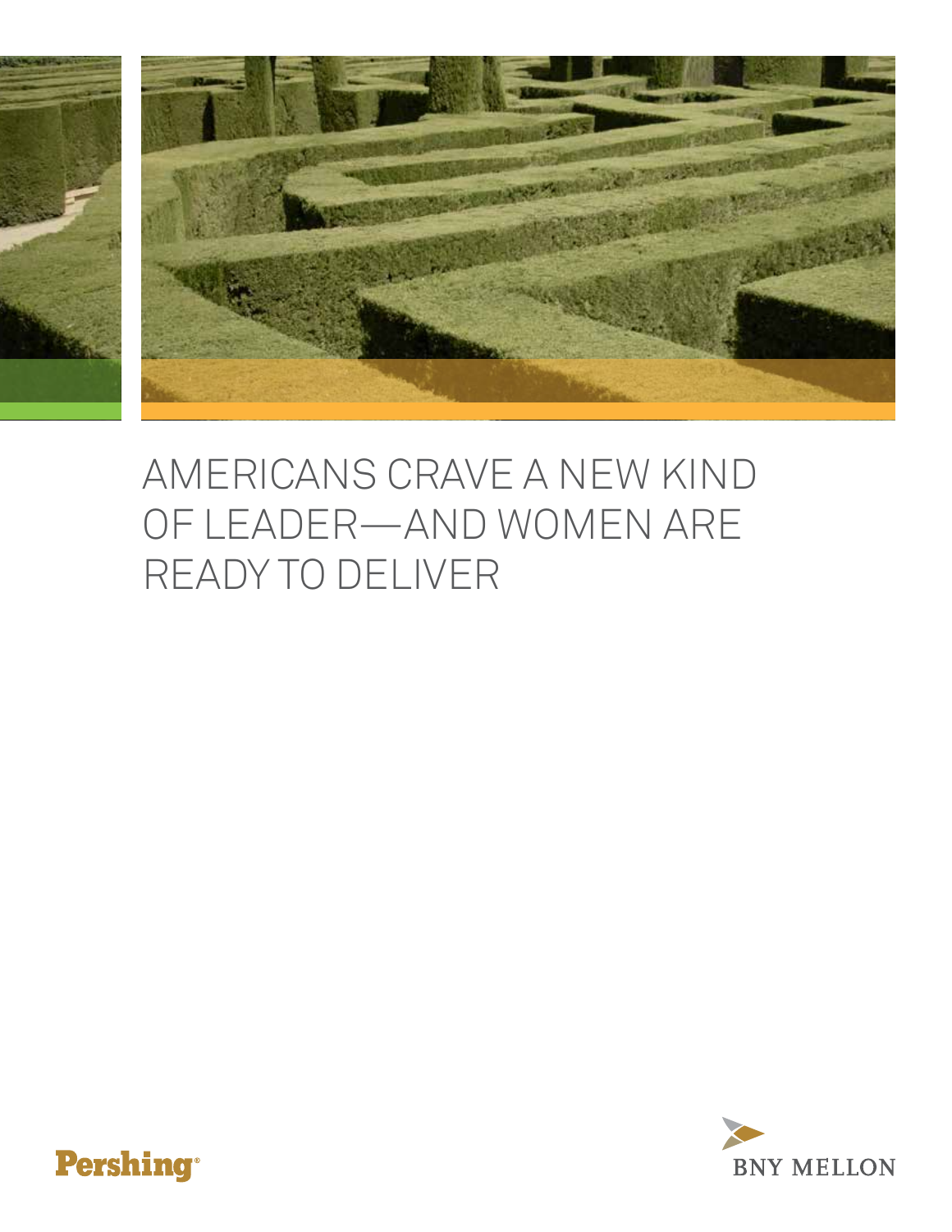# AMERICANS CRAVE A NEW KIND OF LEADER—AND WOMEN ARE READY TO DELIVER

Pershing®

BNY MELLON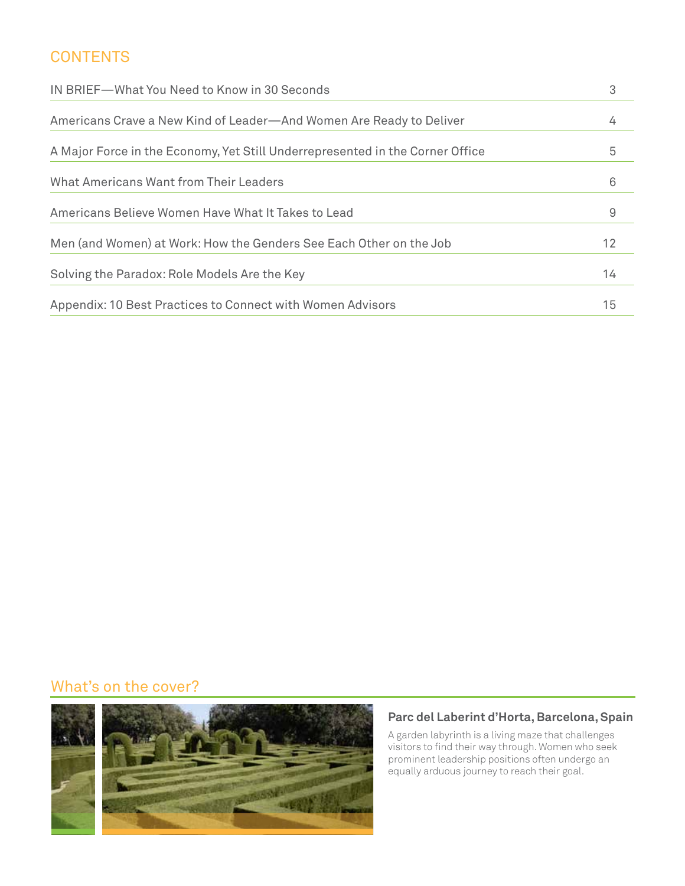## CONTENTS

| | |
|---|---|
| IN BRIEF—What You Need to Know in 30 Seconds | 3 |
| Americans Crave a New Kind of Leader—And Women Are Ready to Deliver | 4 |
| A Major Force in the Economy, Yet Still Underrepresented in the Corner Office | 5 |
| What Americans Want from Their Leaders | 6 |
| Americans Believe Women Have What It Takes to Lead | 9 |
| Men (and Women) at Work: How the Genders See Each Other on the Job | 12 |
| Solving the Paradox: Role Models Are the Key | 14 |
| Appendix: 10 Best Practices to Connect with Women Advisors | 15 |

## What's on the cover?

**Parc del Laberint d'Horta, Barcelona, Spain**

A garden labyrinth is a living maze that challenges visitors to find their way through. Women who seek prominent leadership positions often undergo an equally arduous journey to reach their goal.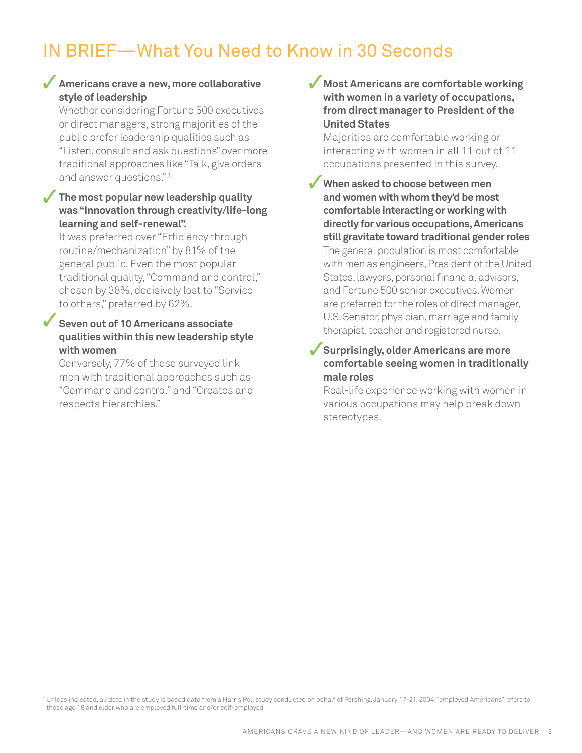# IN BRIEF—What You Need to Know in 30 Seconds

✓ **Americans crave a new, more collaborative style of leadership**

Whether considering Fortune 500 executives or direct managers, strong majorities of the public prefer leadership qualities such as "Listen, consult and ask questions" over more traditional approaches like "Talk, give orders and answer questions."[1]

✓ **The most popular new leadership quality was "Innovation through creativity/life-long learning and self-renewal".**

It was preferred over "Efficiency through routine/mechanization" by 81% of the general public. Even the most popular traditional quality, "Command and control," chosen by 38%, decisively lost to "Service to others," preferred by 62%.

✓ **Seven out of 10 Americans associate qualities within this new leadership style with women**

Conversely, 77% of those surveyed link men with traditional approaches such as "Command and control" and "Creates and respects hierarchies."

✓ **Most Americans are comfortable working with women in a variety of occupations, from direct manager to President of the United States**

Majorities are comfortable working or interacting with women in all 11 out of 11 occupations presented in this survey.

✓ **When asked to choose between men and women with whom they'd be most comfortable interacting or working with directly for various occupations, Americans still gravitate toward traditional gender roles**

The general population is most comfortable with men as engineers, President of the United States, lawyers, personal financial advisors, and Fortune 500 senior executives. Women are preferred for the roles of direct manager, U.S. Senator, physician, marriage and family therapist, teacher and registered nurse.

✓ **Surprisingly, older Americans are more comfortable seeing women in traditionally male roles**

Real-life experience working with women in various occupations may help break down stereotypes.

[1] Unless indicated, all data in the study is based data from a Harris Poll study conducted on behalf of Pershing, January 17-21, 2004; "employed Americans" refers to those age 18 and older who are employed full-time and/or self-employed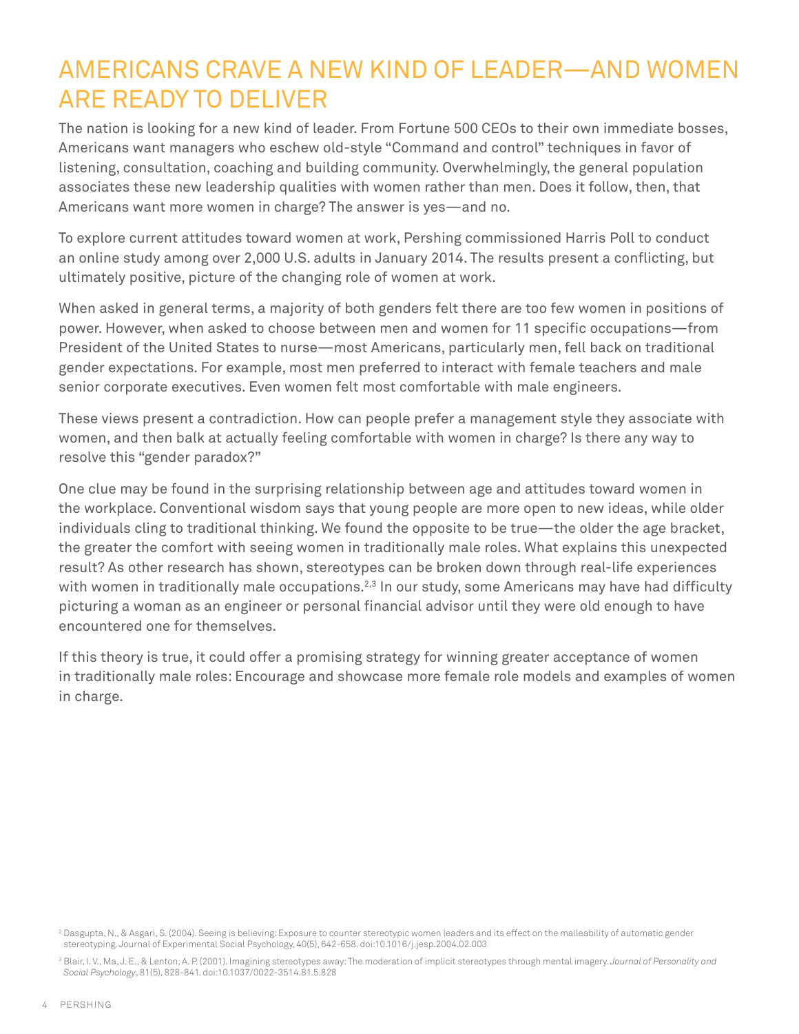# AMERICANS CRAVE A NEW KIND OF LEADER—AND WOMEN ARE READY TO DELIVER

The nation is looking for a new kind of leader. From Fortune 500 CEOs to their own immediate bosses, Americans want managers who eschew old-style "Command and control" techniques in favor of listening, consultation, coaching and building community. Overwhelmingly, the general population associates these new leadership qualities with women rather than men. Does it follow, then, that Americans want more women in charge? The answer is yes—and no.

To explore current attitudes toward women at work, Pershing commissioned Harris Poll to conduct an online study among over 2,000 U.S. adults in January 2014. The results present a conflicting, but ultimately positive, picture of the changing role of women at work.

When asked in general terms, a majority of both genders felt there are too few women in positions of power. However, when asked to choose between men and women for 11 specific occupations—from President of the United States to nurse—most Americans, particularly men, fell back on traditional gender expectations. For example, most men preferred to interact with female teachers and male senior corporate executives. Even women felt most comfortable with male engineers.

These views present a contradiction. How can people prefer a management style they associate with women, and then balk at actually feeling comfortable with women in charge? Is there any way to resolve this "gender paradox?"

One clue may be found in the surprising relationship between age and attitudes toward women in the workplace. Conventional wisdom says that young people are more open to new ideas, while older individuals cling to traditional thinking. We found the opposite to be true—the older the age bracket, the greater the comfort with seeing women in traditionally male roles. What explains this unexpected result? As other research has shown, stereotypes can be broken down through real-life experiences with women in traditionally male occupations.[2,3] In our study, some Americans may have had difficulty picturing a woman as an engineer or personal financial advisor until they were old enough to have encountered one for themselves.

If this theory is true, it could offer a promising strategy for winning greater acceptance of women in traditionally male roles: Encourage and showcase more female role models and examples of women in charge.

[2] Dasgupta, N., & Asgari, S. (2004). Seeing is believing: Exposure to counter stereotypic women leaders and its effect on the malleability of automatic gender stereotyping. Journal of Experimental Social Psychology, 40(5), 642-658. doi:10.1016/j.jesp.2004.02.003

[3] Blair, I. V., Ma, J. E., & Lenton, A. P. (2001). Imagining stereotypes away: The moderation of implicit stereotypes through mental imagery. *Journal of Personality and Social Psychology*, 81(5), 828-841. doi:10.1037/0022-3514.81.5.828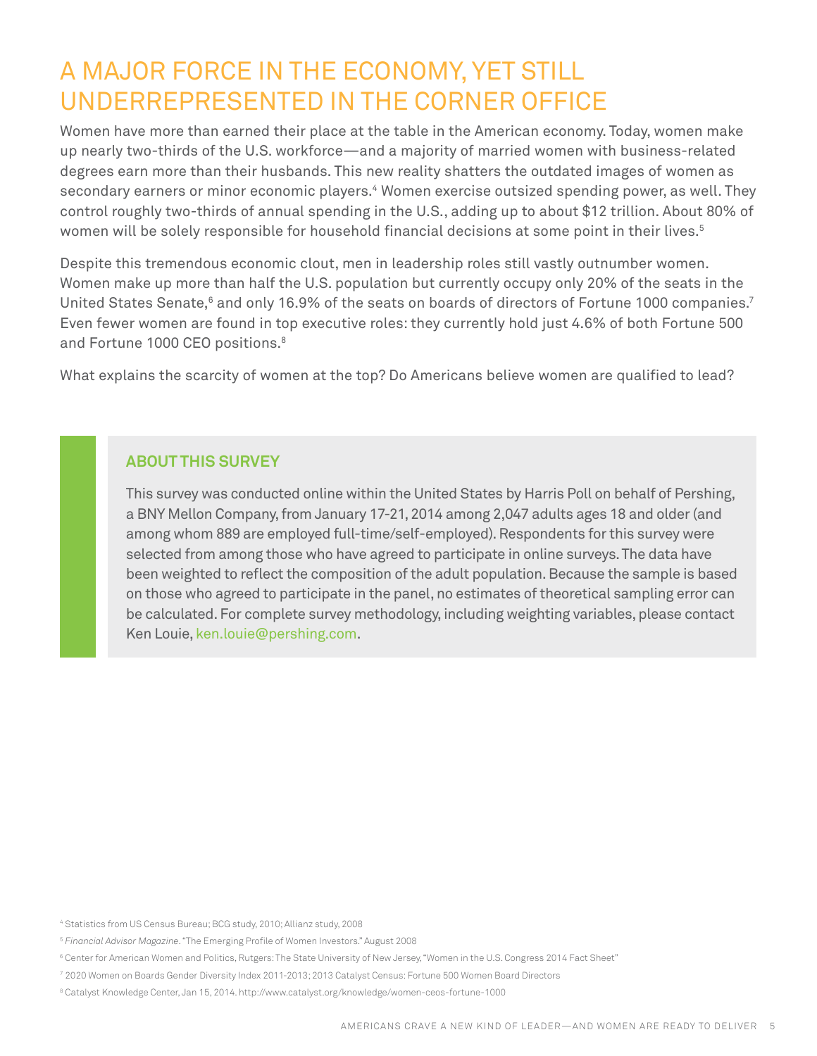# A MAJOR FORCE IN THE ECONOMY, YET STILL UNDERREPRESENTED IN THE CORNER OFFICE

Women have more than earned their place at the table in the American economy. Today, women make up nearly two-thirds of the U.S. workforce—and a majority of married women with business-related degrees earn more than their husbands. This new reality shatters the outdated images of women as secondary earners or minor economic players.[4] Women exercise outsized spending power, as well. They control roughly two-thirds of annual spending in the U.S., adding up to about $12 trillion. About 80% of women will be solely responsible for household financial decisions at some point in their lives.[5]

Despite this tremendous economic clout, men in leadership roles still vastly outnumber women. Women make up more than half the U.S. population but currently occupy only 20% of the seats in the United States Senate,[6] and only 16.9% of the seats on boards of directors of Fortune 1000 companies.[7] Even fewer women are found in top executive roles: they currently hold just 4.6% of both Fortune 500 and Fortune 1000 CEO positions.[8]

What explains the scarcity of women at the top? Do Americans believe women are qualified to lead?

## ABOUT THIS SURVEY

This survey was conducted online within the United States by Harris Poll on behalf of Pershing, a BNY Mellon Company, from January 17-21, 2014 among 2,047 adults ages 18 and older (and among whom 889 are employed full-time/self-employed). Respondents for this survey were selected from among those who have agreed to participate in online surveys. The data have been weighted to reflect the composition of the adult population. Because the sample is based on those who agreed to participate in the panel, no estimates of theoretical sampling error can be calculated. For complete survey methodology, including weighting variables, please contact Ken Louie, ken.louie@pershing.com.

---

[4] Statistics from US Census Bureau; BCG study, 2010; Allianz study, 2008

[5] *Financial Advisor Magazine*. "The Emerging Profile of Women Investors." August 2008

[6] Center for American Women and Politics, Rutgers: The State University of New Jersey, "Women in the U.S. Congress 2014 Fact Sheet"

[7] 2020 Women on Boards Gender Diversity Index 2011-2013; 2013 Catalyst Census: Fortune 500 Women Board Directors

[8] Catalyst Knowledge Center, Jan 15, 2014. http://www.catalyst.org/knowledge/women-ceos-fortune-1000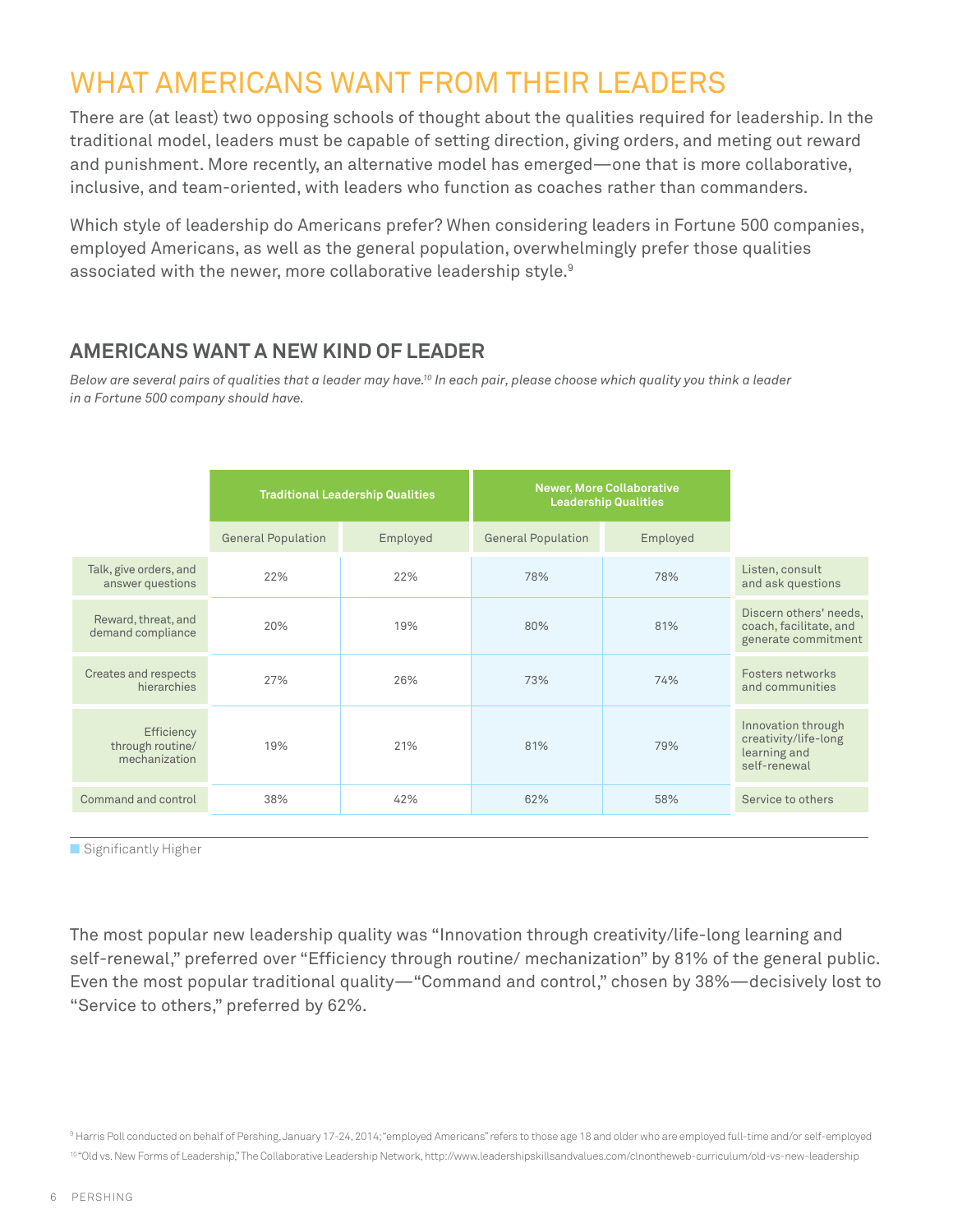# WHAT AMERICANS WANT FROM THEIR LEADERS

There are (at least) two opposing schools of thought about the qualities required for leadership. In the traditional model, leaders must be capable of setting direction, giving orders, and meting out reward and punishment. More recently, an alternative model has emerged—one that is more collaborative, inclusive, and team-oriented, with leaders who function as coaches rather than commanders.

Which style of leadership do Americans prefer? When considering leaders in Fortune 500 companies, employed Americans, as well as the general population, overwhelmingly prefer those qualities associated with the newer, more collaborative leadership style.[9]

## AMERICANS WANT A NEW KIND OF LEADER

*Below are several pairs of qualities that a leader may have.[10] In each pair, please choose which quality you think a leader in a Fortune 500 company should have.*

| | Traditional Leadership Qualities | | Newer, More Collaborative Leadership Qualities | | |
|---|---|---|---|---|---|
| | General Population | Employed | General Population | Employed | |
| Talk, give orders, and answer questions | 22% | 22% | 78% | 78% | Listen, consult and ask questions |
| Reward, threat, and demand compliance | 20% | 19% | 80% | 81% | Discern others' needs, coach, facilitate, and generate commitment |
| Creates and respects hierarchies | 27% | 26% | 73% | 74% | Fosters networks and communities |
| Efficiency through routine/ mechanization | 19% | 21% | 81% | 79% | Innovation through creativity/life-long learning and self-renewal |
| Command and control | 38% | 42% | 62% | 58% | Service to others |

■ Significantly Higher

The most popular new leadership quality was "Innovation through creativity/life-long learning and self-renewal," preferred over "Efficiency through routine/ mechanization" by 81% of the general public. Even the most popular traditional quality—"Command and control," chosen by 38%—decisively lost to "Service to others," preferred by 62%.

[9] Harris Poll conducted on behalf of Pershing, January 17-24, 2014; "employed Americans" refers to those age 18 and older who are employed full-time and/or self-employed

[10] "Old vs. New Forms of Leadership," The Collaborative Leadership Network, http://www.leadershipskillsandvalues.com/clnontheweb-curriculum/old-vs-new-leadership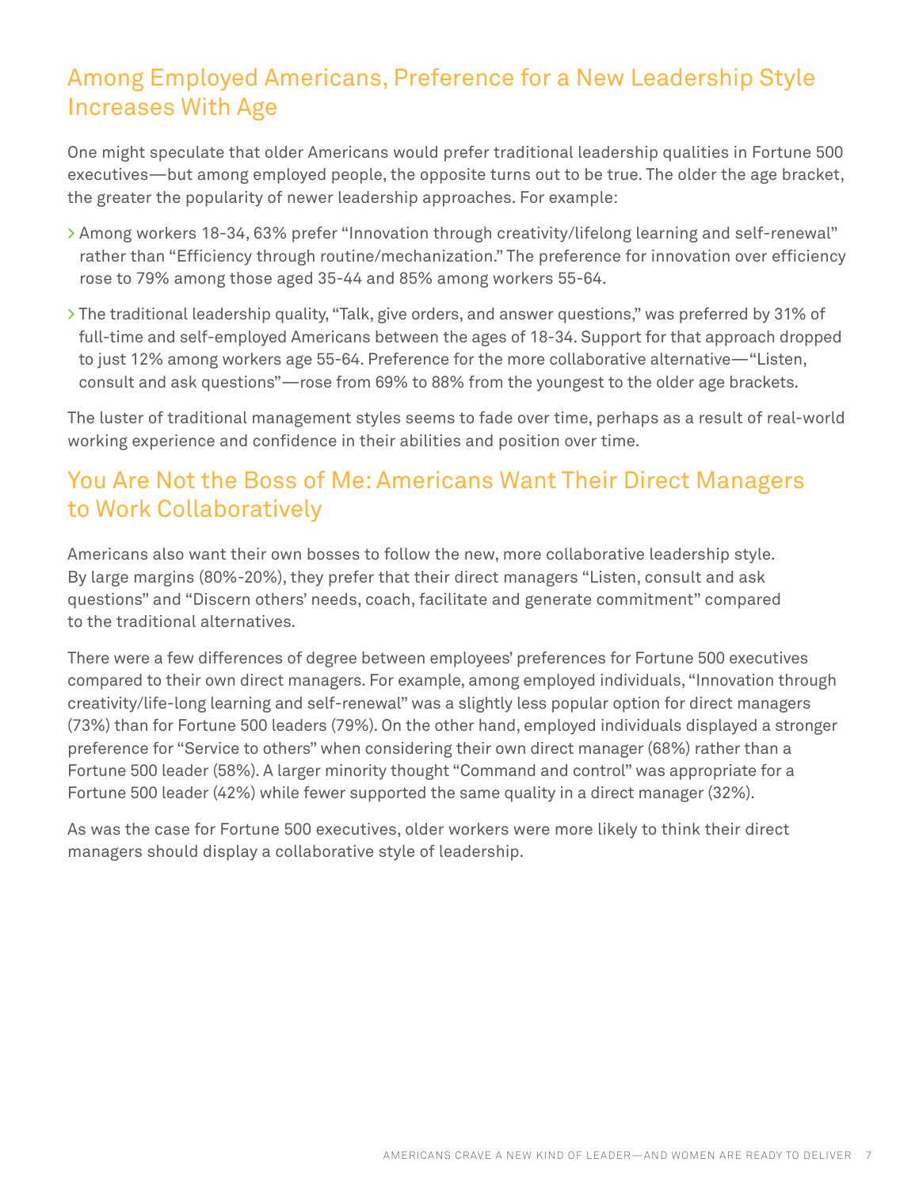## Among Employed Americans, Preference for a New Leadership Style Increases With Age

One might speculate that older Americans would prefer traditional leadership qualities in Fortune 500 executives—but among employed people, the opposite turns out to be true. The older the age bracket, the greater the popularity of newer leadership approaches. For example:

- Among workers 18-34, 63% prefer "Innovation through creativity/lifelong learning and self-renewal" rather than "Efficiency through routine/mechanization." The preference for innovation over efficiency rose to 79% among those aged 35-44 and 85% among workers 55-64.
- The traditional leadership quality, "Talk, give orders, and answer questions," was preferred by 31% of full-time and self-employed Americans between the ages of 18-34. Support for that approach dropped to just 12% among workers age 55-64. Preference for the more collaborative alternative—"Listen, consult and ask questions"—rose from 69% to 88% from the youngest to the older age brackets.

The luster of traditional management styles seems to fade over time, perhaps as a result of real-world working experience and confidence in their abilities and position over time.

## You Are Not the Boss of Me: Americans Want Their Direct Managers to Work Collaboratively

Americans also want their own bosses to follow the new, more collaborative leadership style. By large margins (80%-20%), they prefer that their direct managers "Listen, consult and ask questions" and "Discern others' needs, coach, facilitate and generate commitment" compared to the traditional alternatives.

There were a few differences of degree between employees' preferences for Fortune 500 executives compared to their own direct managers. For example, among employed individuals, "Innovation through creativity/life-long learning and self-renewal" was a slightly less popular option for direct managers (73%) than for Fortune 500 leaders (79%). On the other hand, employed individuals displayed a stronger preference for "Service to others" when considering their own direct manager (68%) rather than a Fortune 500 leader (58%). A larger minority thought "Command and control" was appropriate for a Fortune 500 leader (42%) while fewer supported the same quality in a direct manager (32%).

As was the case for Fortune 500 executives, older workers were more likely to think their direct managers should display a collaborative style of leadership.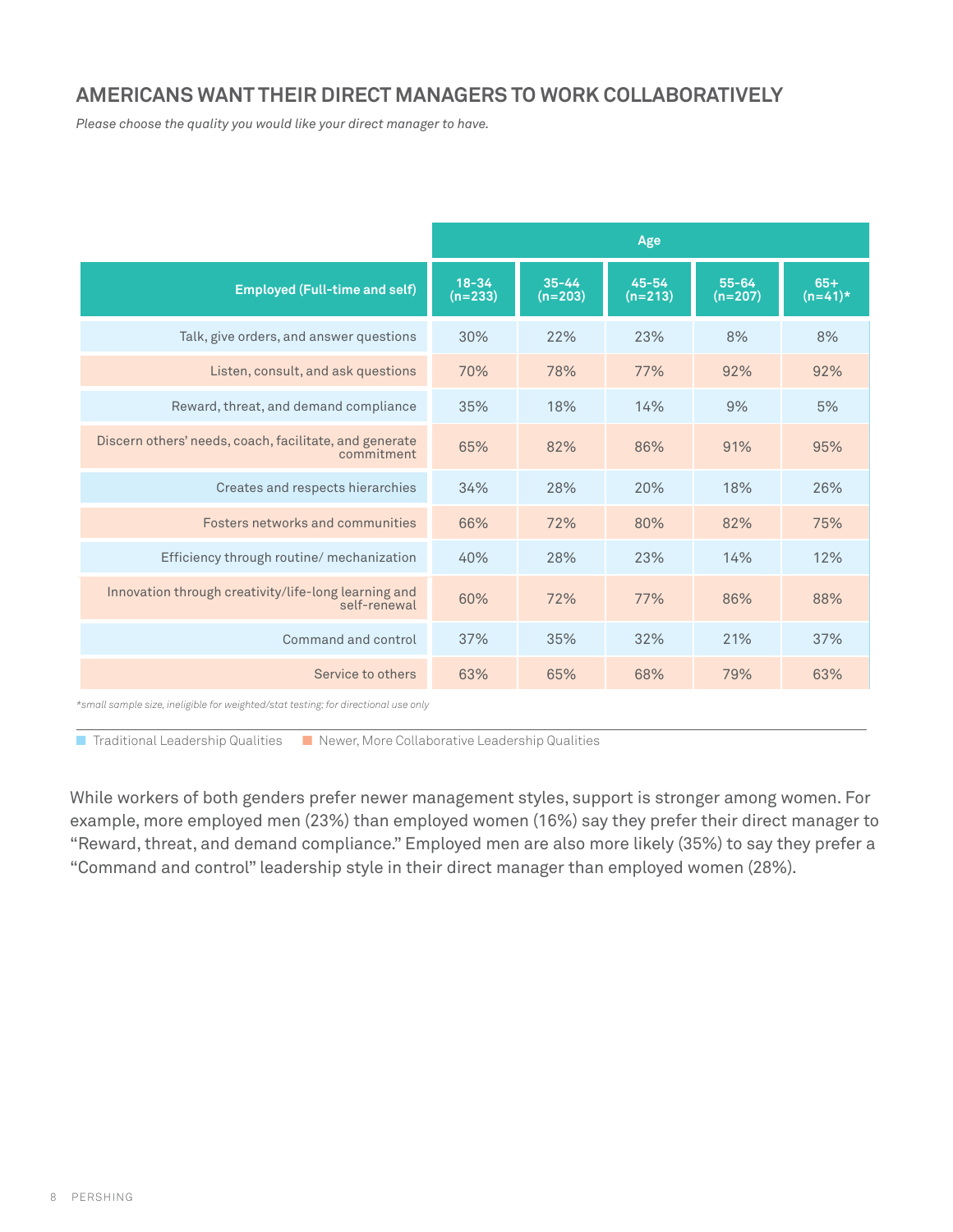## AMERICANS WANT THEIR DIRECT MANAGERS TO WORK COLLABORATIVELY

*Please choose the quality you would like your direct manager to have.*

| | Age | | | | |
|---|---|---|---|---|---|
| Employed (Full-time and self) | 18-34 (n=233) | 35-44 (n=203) | 45-54 (n=213) | 55-64 (n=207) | 65+ (n=41)* |
| Talk, give orders, and answer questions | 30% | 22% | 23% | 8% | 8% |
| Listen, consult, and ask questions | 70% | 78% | 77% | 92% | 92% |
| Reward, threat, and demand compliance | 35% | 18% | 14% | 9% | 5% |
| Discern others' needs, coach, facilitate, and generate commitment | 65% | 82% | 86% | 91% | 95% |
| Creates and respects hierarchies | 34% | 28% | 20% | 18% | 26% |
| Fosters networks and communities | 66% | 72% | 80% | 82% | 75% |
| Efficiency through routine/ mechanization | 40% | 28% | 23% | 14% | 12% |
| Innovation through creativity/life-long learning and self-renewal | 60% | 72% | 77% | 86% | 88% |
| Command and control | 37% | 35% | 32% | 21% | 37% |
| Service to others | 63% | 65% | 68% | 79% | 63% |

*\*small sample size, ineligible for weighted/stat testing; for directional use only*

Traditional Leadership Qualities (Talk, give orders, and answer questions; Reward, threat, and demand compliance; Creates and respects hierarchies; Efficiency through routine/ mechanization; Command and control) · Newer, More Collaborative Leadership Qualities (Listen, consult, and ask questions; Discern others' needs, coach, facilitate, and generate commitment; Fosters networks and communities; Innovation through creativity/life-long learning and self-renewal; Service to others)

While workers of both genders prefer newer management styles, support is stronger among women. For example, more employed men (23%) than employed women (16%) say they prefer their direct manager to "Reward, threat, and demand compliance." Employed men are also more likely (35%) to say they prefer a "Command and control" leadership style in their direct manager than employed women (28%).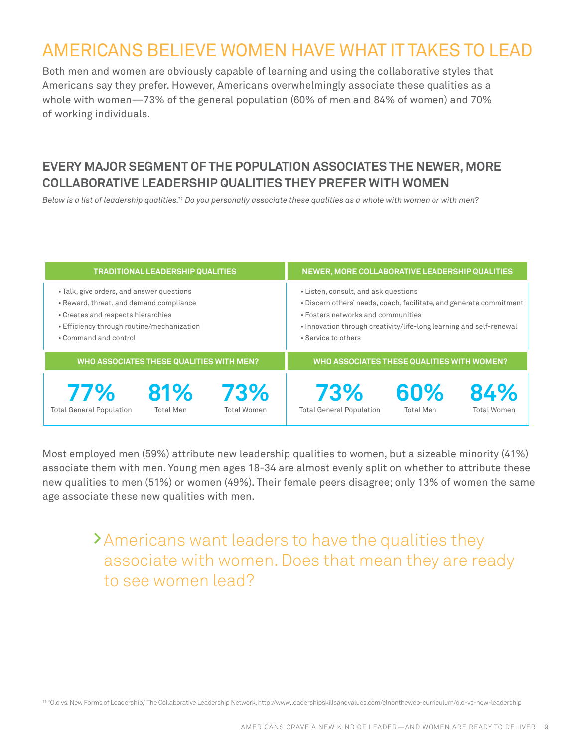# AMERICANS BELIEVE WOMEN HAVE WHAT IT TAKES TO LEAD

Both men and women are obviously capable of learning and using the collaborative styles that Americans say they prefer. However, Americans overwhelmingly associate these qualities as a whole with women—73% of the general population (60% of men and 84% of women) and 70% of working individuals.

## EVERY MAJOR SEGMENT OF THE POPULATION ASSOCIATES THE NEWER, MORE COLLABORATIVE LEADERSHIP QUALITIES THEY PREFER WITH WOMEN

*Below is a list of leadership qualities.[11] Do you personally associate these qualities as a whole with women or with men?*

| TRADITIONAL LEADERSHIP QUALITIES | NEWER, MORE COLLABORATIVE LEADERSHIP QUALITIES |
| --- | --- |
| • Talk, give orders, and answer questions<br>• Reward, threat, and demand compliance<br>• Creates and respects hierarchies<br>• Efficiency through routine/mechanization<br>• Command and control | • Listen, consult, and ask questions<br>• Discern others' needs, coach, facilitate, and generate commitment<br>• Fosters networks and communities<br>• Innovation through creativity/life-long learning and self-renewal<br>• Service to others |

| WHO ASSOCIATES THESE QUALITIES WITH MEN? | | | WHO ASSOCIATES THESE QUALITIES WITH WOMEN? | | |
| --- | --- | --- | --- | --- | --- |
| Total General Population | Total Men | Total Women | Total General Population | Total Men | Total Women |
| 77% | 81% | 73% | 73% | 60% | 84% |

Most employed men (59%) attribute new leadership qualities to women, but a sizeable minority (41%) associate them with men. Young men ages 18-34 are almost evenly split on whether to attribute these new qualities to men (51%) or women (49%). Their female peers disagree; only 13% of women the same age associate these new qualities with men.

> Americans want leaders to have the qualities they associate with women. Does that mean they are ready to see women lead?

[11] "Old vs. New Forms of Leadership," The Collaborative Leadership Network, http://www.leadershipskillsandvalues.com/clnontheweb-curriculum/old-vs-new-leadership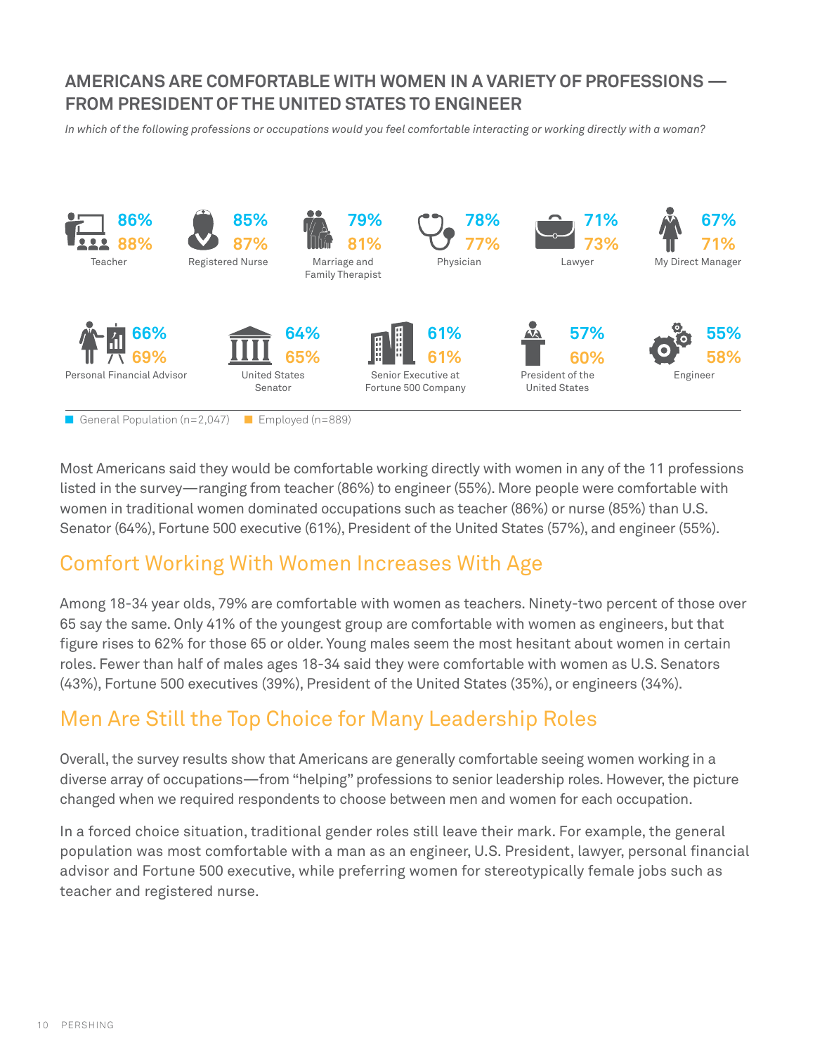## AMERICANS ARE COMFORTABLE WITH WOMEN IN A VARIETY OF PROFESSIONS — FROM PRESIDENT OF THE UNITED STATES TO ENGINEER

*In which of the following professions or occupations would you feel comfortable interacting or working directly with a woman?*

| Profession | General Population (n=2,047) | Employed (n=889) |
| --- | --- | --- |
| Teacher | 86% | 88% |
| Registered Nurse | 85% | 87% |
| Marriage and Family Therapist | 79% | 81% |
| Physician | 78% | 77% |
| Lawyer | 71% | 73% |
| My Direct Manager | 67% | 71% |
| Personal Financial Advisor | 66% | 69% |
| United States Senator | 64% | 65% |
| Senior Executive at Fortune 500 Company | 61% | 61% |
| President of the United States | 57% | 60% |
| Engineer | 55% | 58% |

Most Americans said they would be comfortable working directly with women in any of the 11 professions listed in the survey—ranging from teacher (86%) to engineer (55%). More people were comfortable with women in traditional women dominated occupations such as teacher (86%) or nurse (85%) than U.S. Senator (64%), Fortune 500 executive (61%), President of the United States (57%), and engineer (55%).

## Comfort Working With Women Increases With Age

Among 18-34 year olds, 79% are comfortable with women as teachers. Ninety-two percent of those over 65 say the same. Only 41% of the youngest group are comfortable with women as engineers, but that figure rises to 62% for those 65 or older. Young males seem the most hesitant about women in certain roles. Fewer than half of males ages 18-34 said they were comfortable with women as U.S. Senators (43%), Fortune 500 executives (39%), President of the United States (35%), or engineers (34%).

## Men Are Still the Top Choice for Many Leadership Roles

Overall, the survey results show that Americans are generally comfortable seeing women working in a diverse array of occupations—from "helping" professions to senior leadership roles. However, the picture changed when we required respondents to choose between men and women for each occupation.

In a forced choice situation, traditional gender roles still leave their mark. For example, the general population was most comfortable with a man as an engineer, U.S. President, lawyer, personal financial advisor and Fortune 500 executive, while preferring women for stereotypically female jobs such as teacher and registered nurse.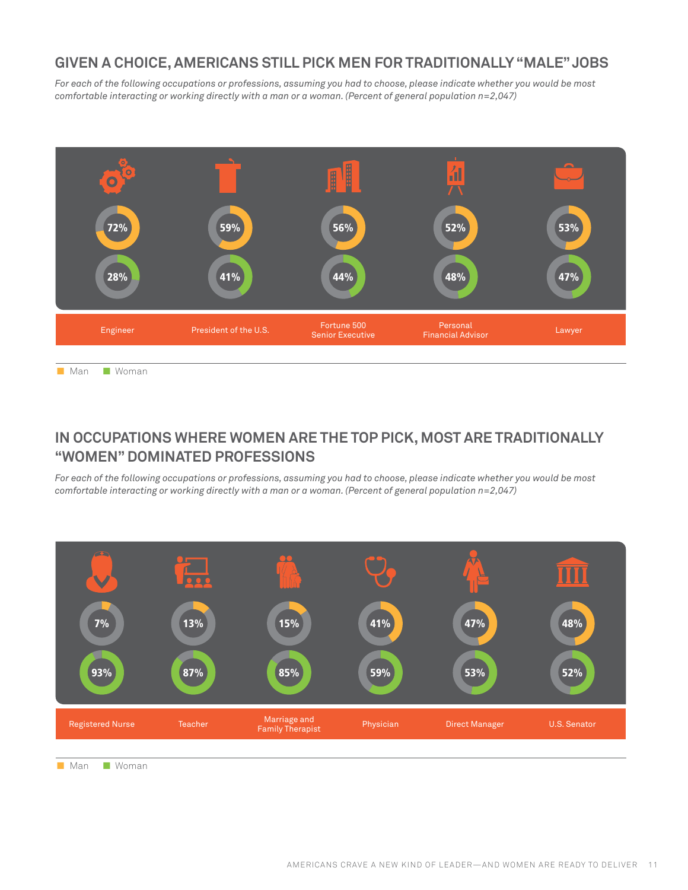## GIVEN A CHOICE, AMERICANS STILL PICK MEN FOR TRADITIONALLY "MALE" JOBS

*For each of the following occupations or professions, assuming you had to choose, please indicate whether you would be most comfortable interacting or working directly with a man or a woman. (Percent of general population n=2,047)*

| | Engineer | President of the U.S. | Fortune 500 Senior Executive | Personal Financial Advisor | Lawyer |
|---|---|---|---|---|---|
| Man | 72% | 59% | 56% | 52% | 53% |
| Woman | 28% | 41% | 44% | 48% | 47% |

## IN OCCUPATIONS WHERE WOMEN ARE THE TOP PICK, MOST ARE TRADITIONALLY "WOMEN" DOMINATED PROFESSIONS

*For each of the following occupations or professions, assuming you had to choose, please indicate whether you would be most comfortable interacting or working directly with a man or a woman. (Percent of general population n=2,047)*

| | Registered Nurse | Teacher | Marriage and Family Therapist | Physician | Direct Manager | U.S. Senator |
|---|---|---|---|---|---|---|
| Man | 7% | 13% | 15% | 41% | 47% | 48% |
| Woman | 93% | 87% | 85% | 59% | 53% | 52% |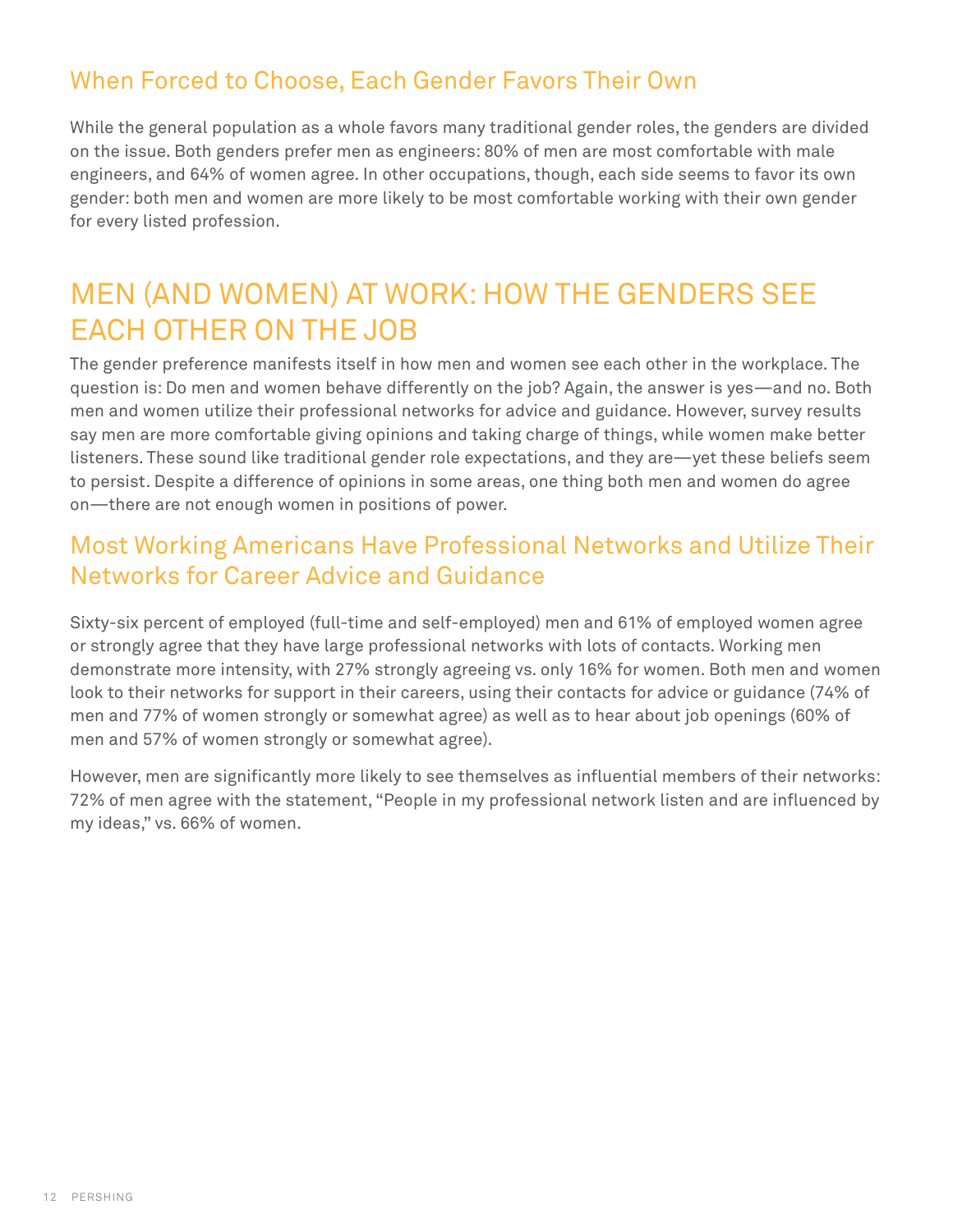### When Forced to Choose, Each Gender Favors Their Own

While the general population as a whole favors many traditional gender roles, the genders are divided on the issue. Both genders prefer men as engineers: 80% of men are most comfortable with male engineers, and 64% of women agree. In other occupations, though, each side seems to favor its own gender: both men and women are more likely to be most comfortable working with their own gender for every listed profession.

## MEN (AND WOMEN) AT WORK: HOW THE GENDERS SEE EACH OTHER ON THE JOB

The gender preference manifests itself in how men and women see each other in the workplace. The question is: Do men and women behave differently on the job? Again, the answer is yes—and no. Both men and women utilize their professional networks for advice and guidance. However, survey results say men are more comfortable giving opinions and taking charge of things, while women make better listeners. These sound like traditional gender role expectations, and they are—yet these beliefs seem to persist. Despite a difference of opinions in some areas, one thing both men and women do agree on—there are not enough women in positions of power.

### Most Working Americans Have Professional Networks and Utilize Their Networks for Career Advice and Guidance

Sixty-six percent of employed (full-time and self-employed) men and 61% of employed women agree or strongly agree that they have large professional networks with lots of contacts. Working men demonstrate more intensity, with 27% strongly agreeing vs. only 16% for women. Both men and women look to their networks for support in their careers, using their contacts for advice or guidance (74% of men and 77% of women strongly or somewhat agree) as well as to hear about job openings (60% of men and 57% of women strongly or somewhat agree).

However, men are significantly more likely to see themselves as influential members of their networks: 72% of men agree with the statement, "People in my professional network listen and are influenced by my ideas," vs. 66% of women.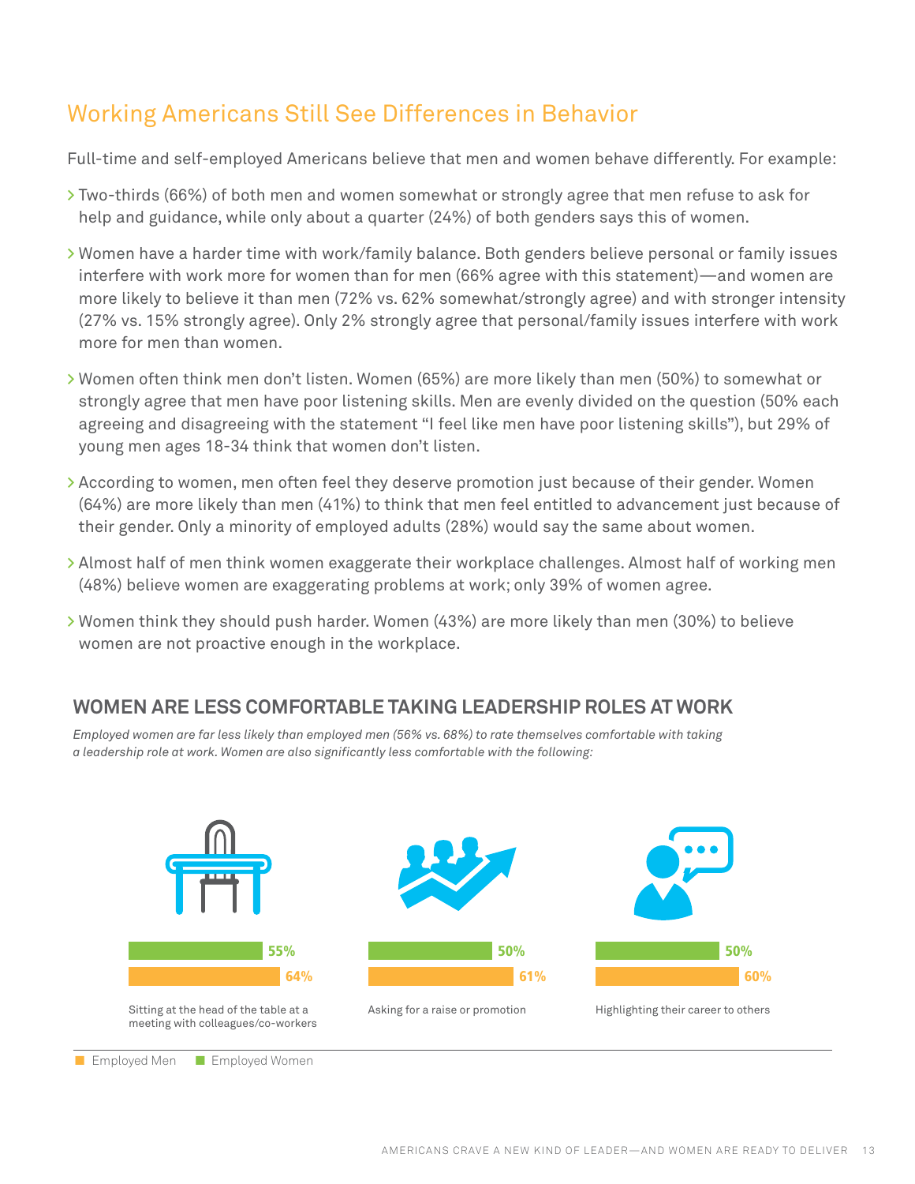## Working Americans Still See Differences in Behavior

Full-time and self-employed Americans believe that men and women behave differently. For example:

- Two-thirds (66%) of both men and women somewhat or strongly agree that men refuse to ask for help and guidance, while only about a quarter (24%) of both genders says this of women.
- Women have a harder time with work/family balance. Both genders believe personal or family issues interfere with work more for women than for men (66% agree with this statement)—and women are more likely to believe it than men (72% vs. 62% somewhat/strongly agree) and with stronger intensity (27% vs. 15% strongly agree). Only 2% strongly agree that personal/family issues interfere with work more for men than women.
- Women often think men don't listen. Women (65%) are more likely than men (50%) to somewhat or strongly agree that men have poor listening skills. Men are evenly divided on the question (50% each agreeing and disagreeing with the statement "I feel like men have poor listening skills"), but 29% of young men ages 18-34 think that women don't listen.
- According to women, men often feel they deserve promotion just because of their gender. Women (64%) are more likely than men (41%) to think that men feel entitled to advancement just because of their gender. Only a minority of employed adults (28%) would say the same about women.
- Almost half of men think women exaggerate their workplace challenges. Almost half of working men (48%) believe women are exaggerating problems at work; only 39% of women agree.
- Women think they should push harder. Women (43%) are more likely than men (30%) to believe women are not proactive enough in the workplace.

### WOMEN ARE LESS COMFORTABLE TAKING LEADERSHIP ROLES AT WORK

*Employed women are far less likely than employed men (56% vs. 68%) to rate themselves comfortable with taking a leadership role at work. Women are also significantly less comfortable with the following:*

| | Employed Women | Employed Men |
|---|---|---|
| Sitting at the head of the table at a meeting with colleagues/co-workers | 55% | 64% |
| Asking for a raise or promotion | 50% | 61% |
| Highlighting their career to others | 50% | 60% |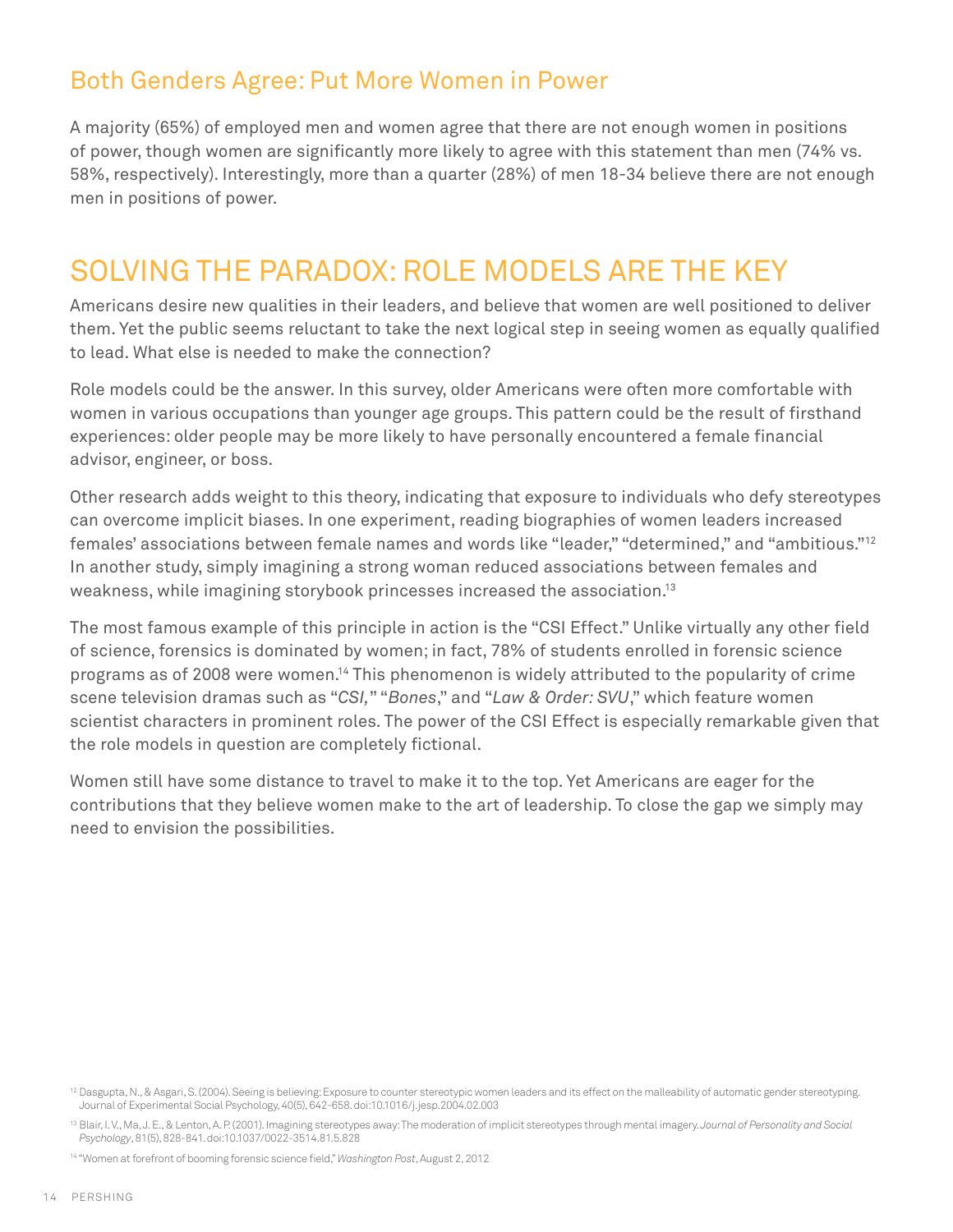## Both Genders Agree: Put More Women in Power

A majority (65%) of employed men and women agree that there are not enough women in positions of power, though women are significantly more likely to agree with this statement than men (74% vs. 58%, respectively). Interestingly, more than a quarter (28%) of men 18-34 believe there are not enough men in positions of power.

# SOLVING THE PARADOX: ROLE MODELS ARE THE KEY

Americans desire new qualities in their leaders, and believe that women are well positioned to deliver them. Yet the public seems reluctant to take the next logical step in seeing women as equally qualified to lead. What else is needed to make the connection?

Role models could be the answer. In this survey, older Americans were often more comfortable with women in various occupations than younger age groups. This pattern could be the result of firsthand experiences: older people may be more likely to have personally encountered a female financial advisor, engineer, or boss.

Other research adds weight to this theory, indicating that exposure to individuals who defy stereotypes can overcome implicit biases. In one experiment, reading biographies of women leaders increased females' associations between female names and words like "leader," "determined," and "ambitious."[12] In another study, simply imagining a strong woman reduced associations between females and weakness, while imagining storybook princesses increased the association.[13]

The most famous example of this principle in action is the "CSI Effect." Unlike virtually any other field of science, forensics is dominated by women; in fact, 78% of students enrolled in forensic science programs as of 2008 were women.[14] This phenomenon is widely attributed to the popularity of crime scene television dramas such as "*CSI*," "*Bones*," and "*Law & Order: SVU*," which feature women scientist characters in prominent roles. The power of the CSI Effect is especially remarkable given that the role models in question are completely fictional.

Women still have some distance to travel to make it to the top. Yet Americans are eager for the contributions that they believe women make to the art of leadership. To close the gap we simply may need to envision the possibilities.

[12] Dasgupta, N., & Asgari, S. (2004). Seeing is believing: Exposure to counter stereotypic women leaders and its effect on the malleability of automatic gender stereotyping. Journal of Experimental Social Psychology, 40(5), 642-658. doi:10.1016/j.jesp.2004.02.003

[13] Blair, I. V., Ma, J. E., & Lenton, A. P. (2001). Imagining stereotypes away: The moderation of implicit stereotypes through mental imagery. *Journal of Personality and Social Psychology*, 81(5), 828-841. doi:10.1037/0022-3514.81.5.828

[14] "Women at forefront of booming forensic science field," *Washington Post*, August 2, 2012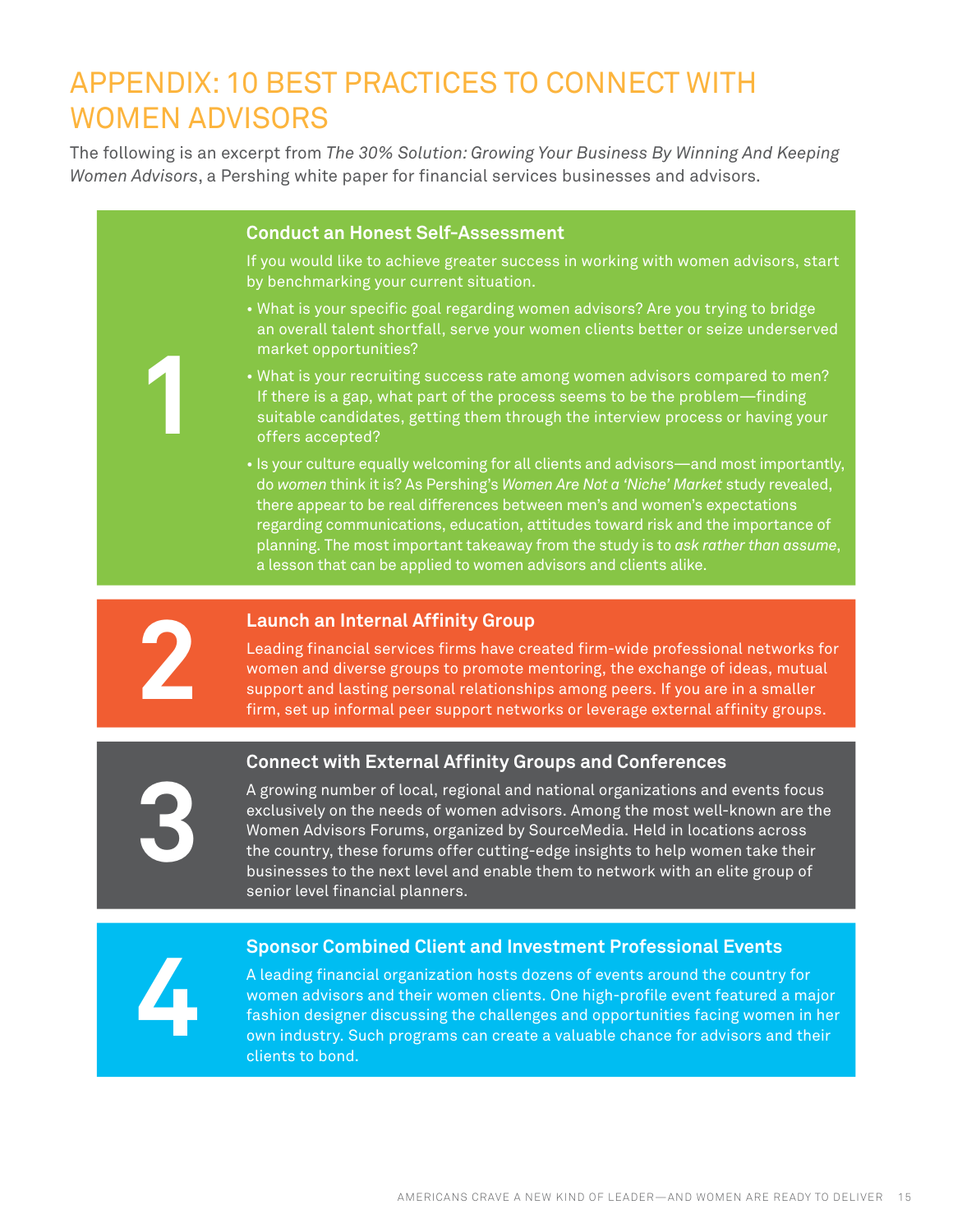# APPENDIX: 10 BEST PRACTICES TO CONNECT WITH WOMEN ADVISORS

The following is an excerpt from *The 30% Solution: Growing Your Business By Winning And Keeping Women Advisors*, a Pershing white paper for financial services businesses and advisors.

## 1

### Conduct an Honest Self-Assessment

If you would like to achieve greater success in working with women advisors, start by benchmarking your current situation.

- What is your specific goal regarding women advisors? Are you trying to bridge an overall talent shortfall, serve your women clients better or seize underserved market opportunities?
- What is your recruiting success rate among women advisors compared to men? If there is a gap, what part of the process seems to be the problem—finding suitable candidates, getting them through the interview process or having your offers accepted?
- Is your culture equally welcoming for all clients and advisors—and most importantly, do *women* think it is? As Pershing's *Women Are Not a 'Niche' Market* study revealed, there appear to be real differences between men's and women's expectations regarding communications, education, attitudes toward risk and the importance of planning. The most important takeaway from the study is to *ask rather than assume*, a lesson that can be applied to women advisors and clients alike.

## 2

### Launch an Internal Affinity Group

Leading financial services firms have created firm-wide professional networks for women and diverse groups to promote mentoring, the exchange of ideas, mutual support and lasting personal relationships among peers. If you are in a smaller firm, set up informal peer support networks or leverage external affinity groups.

## 3

### Connect with External Affinity Groups and Conferences

A growing number of local, regional and national organizations and events focus exclusively on the needs of women advisors. Among the most well-known are the Women Advisors Forums, organized by SourceMedia. Held in locations across the country, these forums offer cutting-edge insights to help women take their businesses to the next level and enable them to network with an elite group of senior level financial planners.

## 4

### Sponsor Combined Client and Investment Professional Events

A leading financial organization hosts dozens of events around the country for women advisors and their women clients. One high-profile event featured a major fashion designer discussing the challenges and opportunities facing women in her own industry. Such programs can create a valuable chance for advisors and their clients to bond.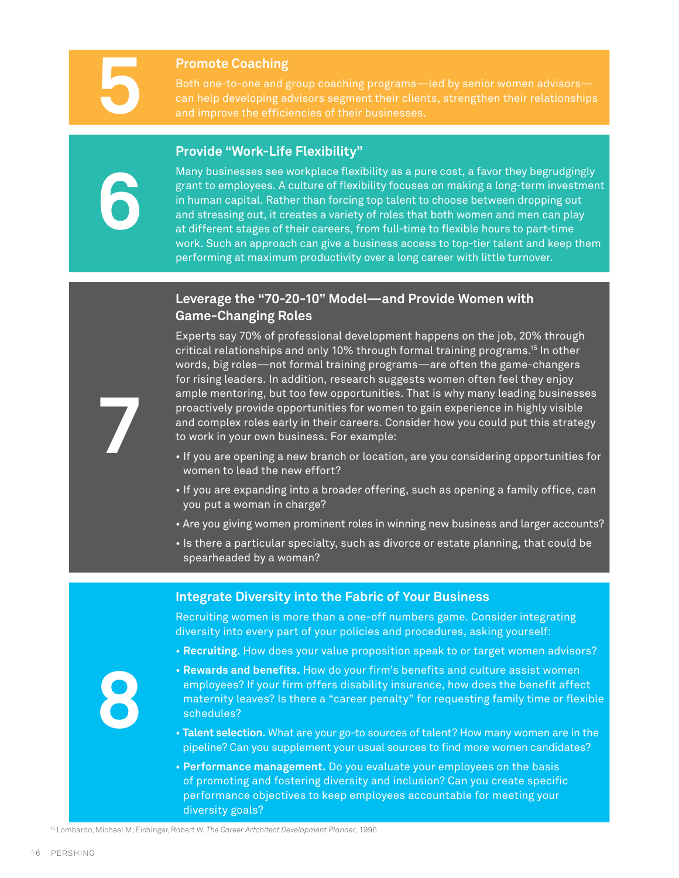## 5 Promote Coaching

Both one-to-one and group coaching programs—led by senior women advisors—can help developing advisors segment their clients, strengthen their relationships and improve the efficiencies of their businesses.

## 6 Provide "Work-Life Flexibility"

Many businesses see workplace flexibility as a pure cost, a favor they begrudgingly grant to employees. A culture of flexibility focuses on making a long-term investment in human capital. Rather than forcing top talent to choose between dropping out and stressing out, it creates a variety of roles that both women and men can play at different stages of their careers, from full-time to flexible hours to part-time work. Such an approach can give a business access to top-tier talent and keep them performing at maximum productivity over a long career with little turnover.

## 7 Leverage the "70-20-10" Model—and Provide Women with Game-Changing Roles

Experts say 70% of professional development happens on the job, 20% through critical relationships and only 10% through formal training programs.[15] In other words, big roles—not formal training programs—are often the game-changers for rising leaders. In addition, research suggests women often feel they enjoy ample mentoring, but too few opportunities. That is why many leading businesses proactively provide opportunities for women to gain experience in highly visible and complex roles early in their careers. Consider how you could put this strategy to work in your own business. For example:

- If you are opening a new branch or location, are you considering opportunities for women to lead the new effort?
- If you are expanding into a broader offering, such as opening a family office, can you put a woman in charge?
- Are you giving women prominent roles in winning new business and larger accounts?
- Is there a particular specialty, such as divorce or estate planning, that could be spearheaded by a woman?

## 8 Integrate Diversity into the Fabric of Your Business

Recruiting women is more than a one-off numbers game. Consider integrating diversity into every part of your policies and procedures, asking yourself:

- **Recruiting.** How does your value proposition speak to or target women advisors?
- **Rewards and benefits.** How do your firm's benefits and culture assist women employees? If your firm offers disability insurance, how does the benefit affect maternity leaves? Is there a "career penalty" for requesting family time or flexible schedules?
- **Talent selection.** What are your go-to sources of talent? How many women are in the pipeline? Can you supplement your usual sources to find more women candidates?
- **Performance management.** Do you evaluate your employees on the basis of promoting and fostering diversity and inclusion? Can you create specific performance objectives to keep employees accountable for meeting your diversity goals?

[15] Lombardo, Michael M; Eichinger, Robert W. *The Career Artchitect Development Planner*, 1996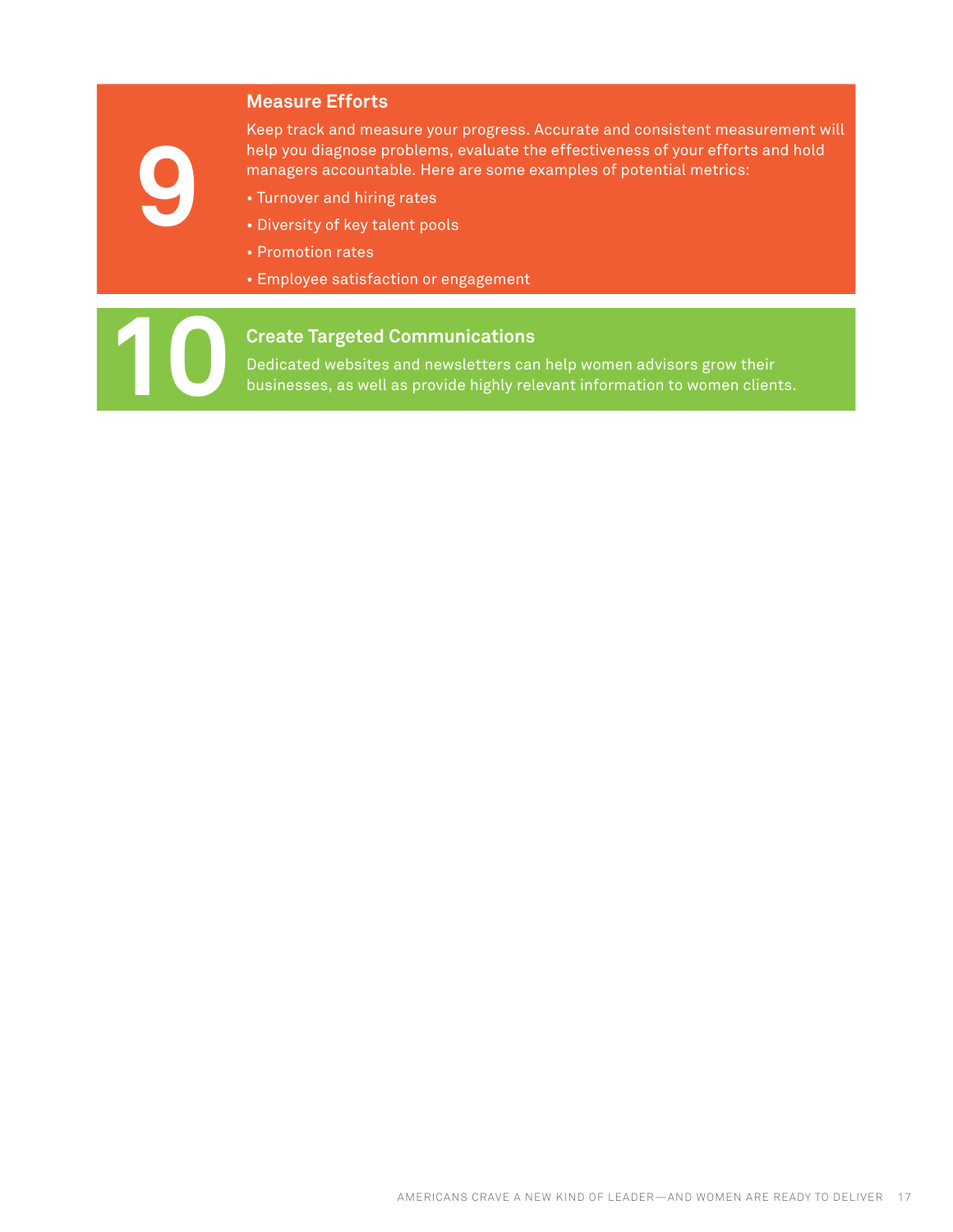## 9 Measure Efforts

Keep track and measure your progress. Accurate and consistent measurement will help you diagnose problems, evaluate the effectiveness of your efforts and hold managers accountable. Here are some examples of potential metrics:

- Turnover and hiring rates
- Diversity of key talent pools
- Promotion rates
- Employee satisfaction or engagement

## 10 Create Targeted Communications

Dedicated websites and newsletters can help women advisors grow their businesses, as well as provide highly relevant information to women clients.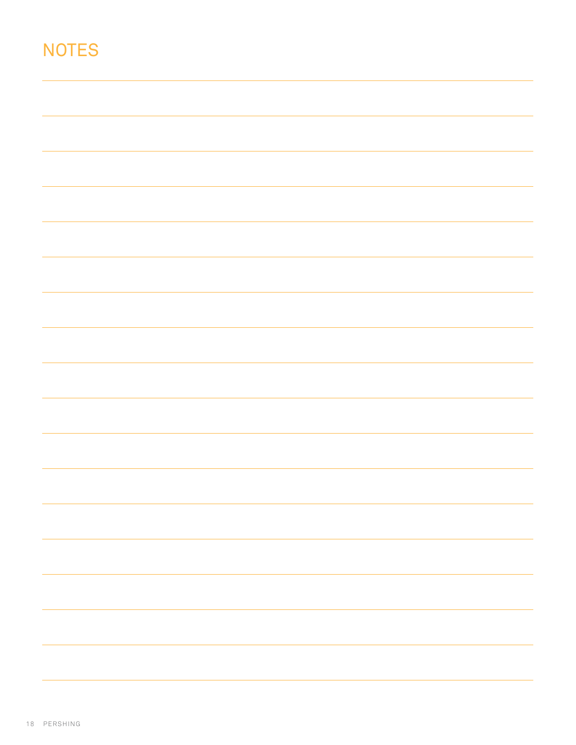# NOTES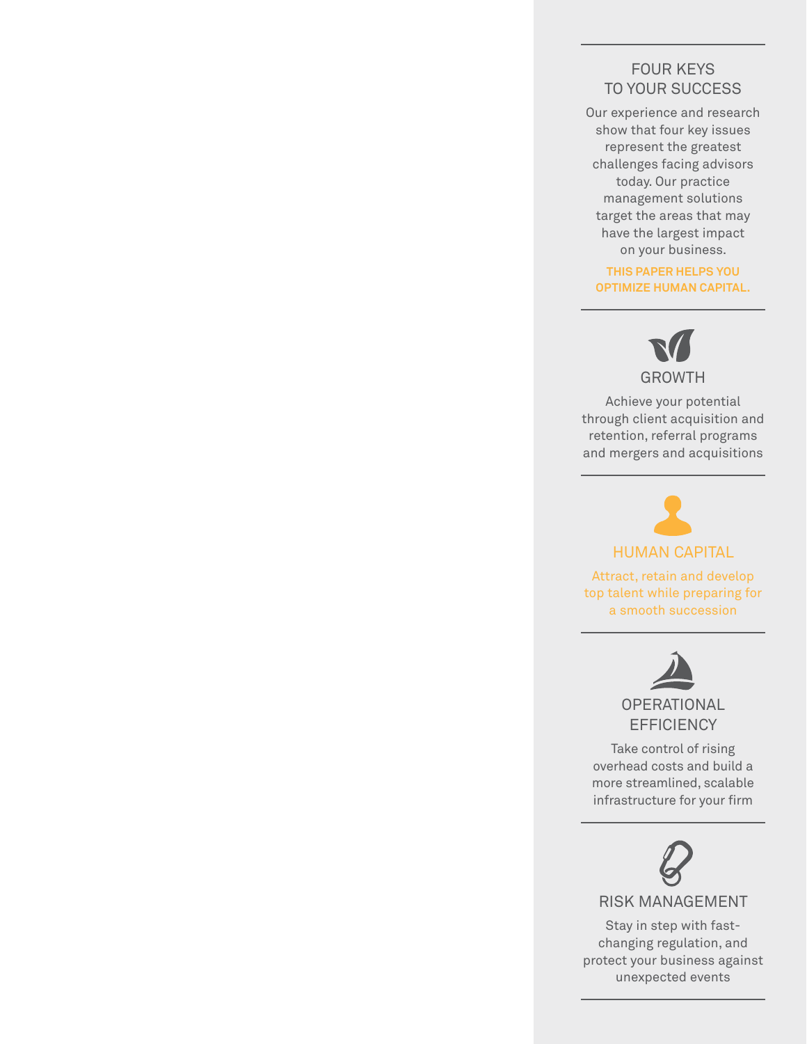## FOUR KEYS TO YOUR SUCCESS

Our experience and research show that four key issues represent the greatest challenges facing advisors today. Our practice management solutions target the areas that may have the largest impact on your business.

**THIS PAPER HELPS YOU OPTIMIZE HUMAN CAPITAL.**

### GROWTH

Achieve your potential through client acquisition and retention, referral programs and mergers and acquisitions

### HUMAN CAPITAL

Attract, retain and develop top talent while preparing for a smooth succession

### OPERATIONAL EFFICIENCY

Take control of rising overhead costs and build a more streamlined, scalable infrastructure for your firm

### RISK MANAGEMENT

Stay in step with fast-changing regulation, and protect your business against unexpected events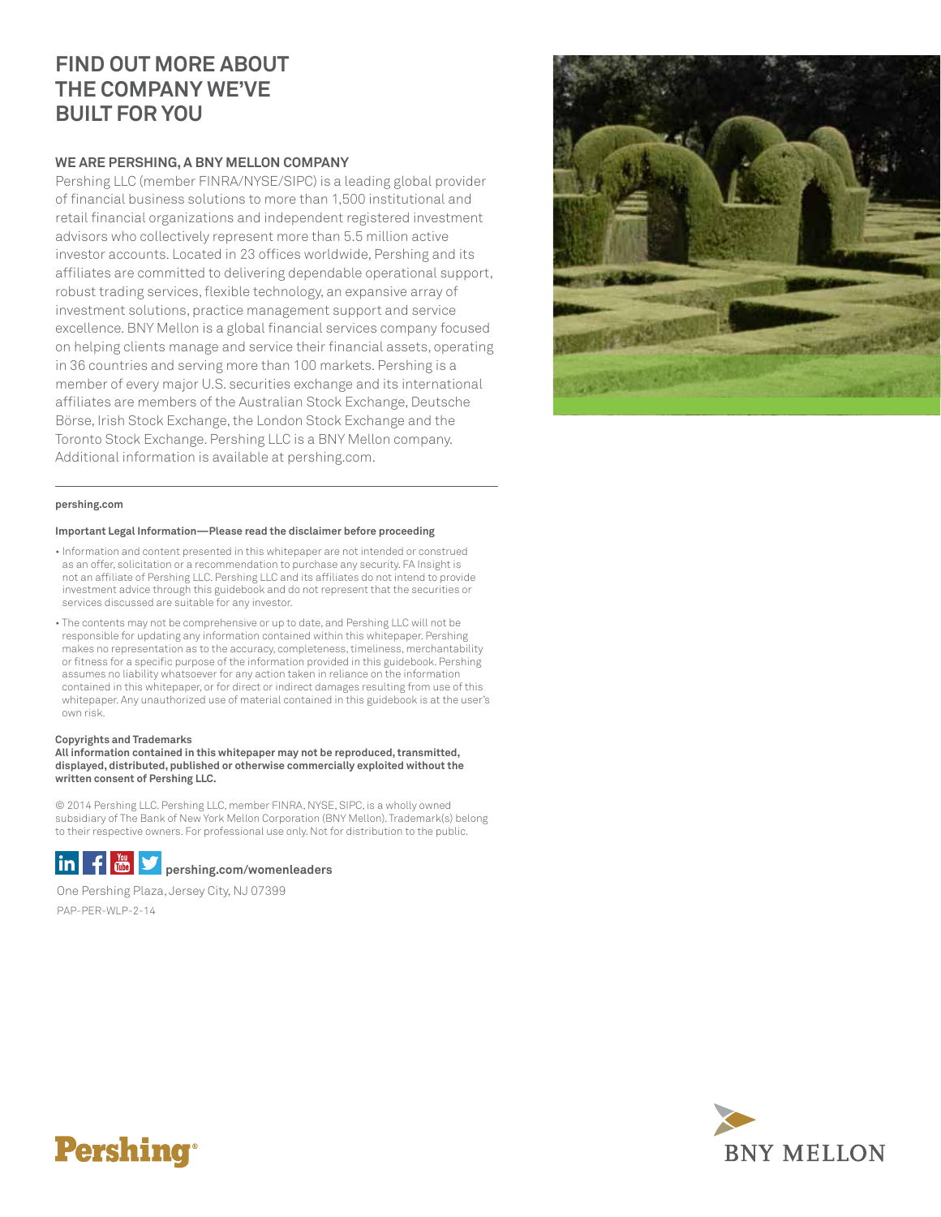# FIND OUT MORE ABOUT THE COMPANY WE'VE BUILT FOR YOU

## WE ARE PERSHING, A BNY MELLON COMPANY

Pershing LLC (member FINRA/NYSE/SIPC) is a leading global provider of financial business solutions to more than 1,500 institutional and retail financial organizations and independent registered investment advisors who collectively represent more than 5.5 million active investor accounts. Located in 23 offices worldwide, Pershing and its affiliates are committed to delivering dependable operational support, robust trading services, flexible technology, an expansive array of investment solutions, practice management support and service excellence. BNY Mellon is a global financial services company focused on helping clients manage and service their financial assets, operating in 36 countries and serving more than 100 markets. Pershing is a member of every major U.S. securities exchange and its international affiliates are members of the Australian Stock Exchange, Deutsche Börse, Irish Stock Exchange, the London Stock Exchange and the Toronto Stock Exchange. Pershing LLC is a BNY Mellon company. Additional information is available at pershing.com.

---

**pershing.com**

**Important Legal Information—Please read the disclaimer before proceeding**

- Information and content presented in this whitepaper are not intended or construed as an offer, solicitation or a recommendation to purchase any security. FA Insight is not an affiliate of Pershing LLC. Pershing LLC and its affiliates do not intend to provide investment advice through this guidebook and do not represent that the securities or services discussed are suitable for any investor.
- The contents may not be comprehensive or up to date, and Pershing LLC will not be responsible for updating any information contained within this whitepaper. Pershing makes no representation as to the accuracy, completeness, timeliness, merchantability or fitness for a specific purpose of the information provided in this guidebook. Pershing assumes no liability whatsoever for any action taken in reliance on the information contained in this whitepaper, or for direct or indirect damages resulting from use of this whitepaper. Any unauthorized use of material contained in this guidebook is at the user's own risk.

**Copyrights and Trademarks**
**All information contained in this whitepaper may not be reproduced, transmitted, displayed, distributed, published or otherwise commercially exploited without the written consent of Pershing LLC.**

© 2014 Pershing LLC. Pershing LLC, member FINRA, NYSE, SIPC, is a wholly owned subsidiary of The Bank of New York Mellon Corporation (BNY Mellon). Trademark(s) belong to their respective owners. For professional use only. Not for distribution to the public.

**pershing.com/womenleaders**

One Pershing Plaza, Jersey City, NJ 07399

PAP-PER-WLP-2-14

Pershing®

BNY MELLON